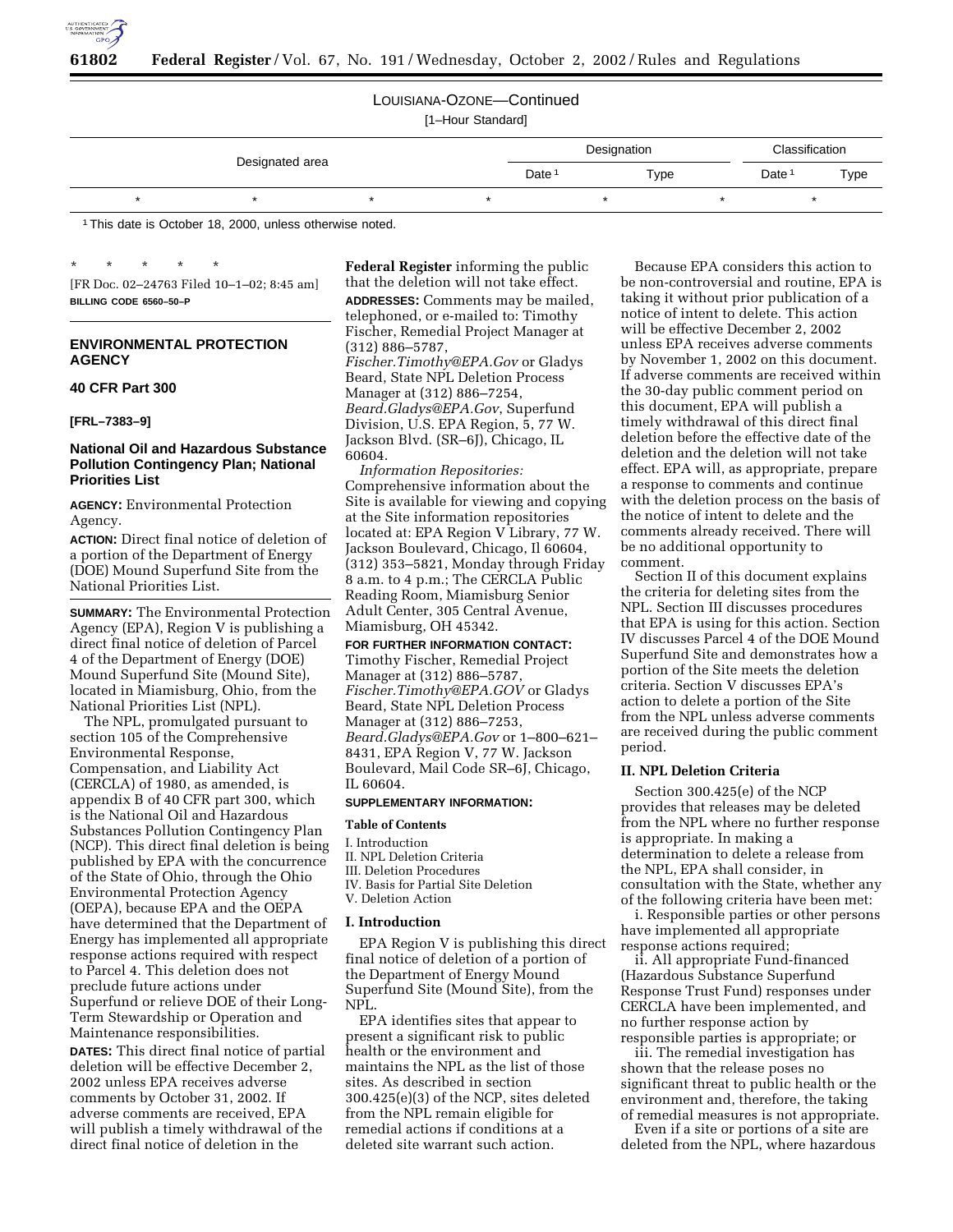LOUISIANA-OZONE—Continued

[1–Hour Standard]

| Designated area | Designation | | Classification | |
|---|---|---|---|---|
| | Date[1] | Type | Date[1] | Type |
| * * * * | * | * | * | |

[1] This date is October 18, 2000, unless otherwise noted.

\* \* \* \* \*

[FR Doc. 02–24763 Filed 10–1–02; 8:45 am]

**BILLING CODE 6560–50–P**

## ENVIRONMENTAL PROTECTION AGENCY

### 40 CFR Part 300

**[FRL–7383–9]**

### National Oil and Hazardous Substance Pollution Contingency Plan; National Priorities List

**AGENCY:** Environmental Protection Agency.

**ACTION:** Direct final notice of deletion of a portion of the Department of Energy (DOE) Mound Superfund Site from the National Priorities List.

**SUMMARY:** The Environmental Protection Agency (EPA), Region V is publishing a direct final notice of deletion of Parcel 4 of the Department of Energy (DOE) Mound Superfund Site (Mound Site), located in Miamisburg, Ohio, from the National Priorities List (NPL).

The NPL, promulgated pursuant to section 105 of the Comprehensive Environmental Response, Compensation, and Liability Act (CERCLA) of 1980, as amended, is appendix B of 40 CFR part 300, which is the National Oil and Hazardous Substances Pollution Contingency Plan (NCP). This direct final deletion is being published by EPA with the concurrence of the State of Ohio, through the Ohio Environmental Protection Agency (OEPA), because EPA and the OEPA have determined that the Department of Energy has implemented all appropriate response actions required with respect to Parcel 4. This deletion does not preclude future actions under Superfund or relieve DOE of their Long-Term Stewardship or Operation and Maintenance responsibilities.

**DATES:** This direct final notice of partial deletion will be effective December 2, 2002 unless EPA receives adverse comments by October 31, 2002. If adverse comments are received, EPA will publish a timely withdrawal of the direct final notice of deletion in the **Federal Register** informing the public that the deletion will not take effect.

**ADDRESSES:** Comments may be mailed, telephoned, or e-mailed to: Timothy Fischer, Remedial Project Manager at (312) 886–5787, *Fischer.Timothy@EPA.Gov* or Gladys Beard, State NPL Deletion Process Manager at (312) 886–7254, *Beard.Gladys@EPA.Gov*, Superfund Division, U.S. EPA Region, 5, 77 W. Jackson Blvd. (SR–6J), Chicago, IL 60604.

*Information Repositories:* Comprehensive information about the Site is available for viewing and copying at the Site information repositories located at: EPA Region V Library, 77 W. Jackson Boulevard, Chicago, Il 60604, (312) 353–5821, Monday through Friday 8 a.m. to 4 p.m.; The CERCLA Public Reading Room, Miamisburg Senior Adult Center, 305 Central Avenue, Miamisburg, OH 45342.

**FOR FURTHER INFORMATION CONTACT:** Timothy Fischer, Remedial Project Manager at (312) 886–5787, *Fischer.Timothy@EPA.GOV* or Gladys Beard, State NPL Deletion Process Manager at (312) 886–7253, *Beard.Gladys@EPA.Gov* or 1–800–621–8431, EPA Region V, 77 W. Jackson Boulevard, Mail Code SR–6J, Chicago, IL 60604.

**SUPPLEMENTARY INFORMATION:**

**Table of Contents**

I. Introduction
II. NPL Deletion Criteria
III. Deletion Procedures
IV. Basis for Partial Site Deletion
V. Deletion Action

**I. Introduction**

EPA Region V is publishing this direct final notice of deletion of a portion of the Department of Energy Mound Superfund Site (Mound Site), from the NPL.

EPA identifies sites that appear to present a significant risk to public health or the environment and maintains the NPL as the list of those sites. As described in section 300.425(e)(3) of the NCP, sites deleted from the NPL remain eligible for remedial actions if conditions at a deleted site warrant such action.

Because EPA considers this action to be non-controversial and routine, EPA is taking it without prior publication of a notice of intent to delete. This action will be effective December 2, 2002 unless EPA receives adverse comments by November 1, 2002 on this document. If adverse comments are received within the 30-day public comment period on this document, EPA will publish a timely withdrawal of this direct final deletion before the effective date of the deletion and the deletion will not take effect. EPA will, as appropriate, prepare a response to comments and continue with the deletion process on the basis of the notice of intent to delete and the comments already received. There will be no additional opportunity to comment.

Section II of this document explains the criteria for deleting sites from the NPL. Section III discusses procedures that EPA is using for this action. Section IV discusses Parcel 4 of the DOE Mound Superfund Site and demonstrates how a portion of the Site meets the deletion criteria. Section V discusses EPA's action to delete a portion of the Site from the NPL unless adverse comments are received during the public comment period.

**II. NPL Deletion Criteria**

Section 300.425(e) of the NCP provides that releases may be deleted from the NPL where no further response is appropriate. In making a determination to delete a release from the NPL, EPA shall consider, in consultation with the State, whether any of the following criteria have been met:

i. Responsible parties or other persons have implemented all appropriate response actions required;

ii. All appropriate Fund-financed (Hazardous Substance Superfund Response Trust Fund) responses under CERCLA have been implemented, and no further response action by responsible parties is appropriate; or

iii. The remedial investigation has shown that the release poses no significant threat to public health or the environment and, therefore, the taking of remedial measures is not appropriate.

Even if a site or portions of a site are deleted from the NPL, where hazardous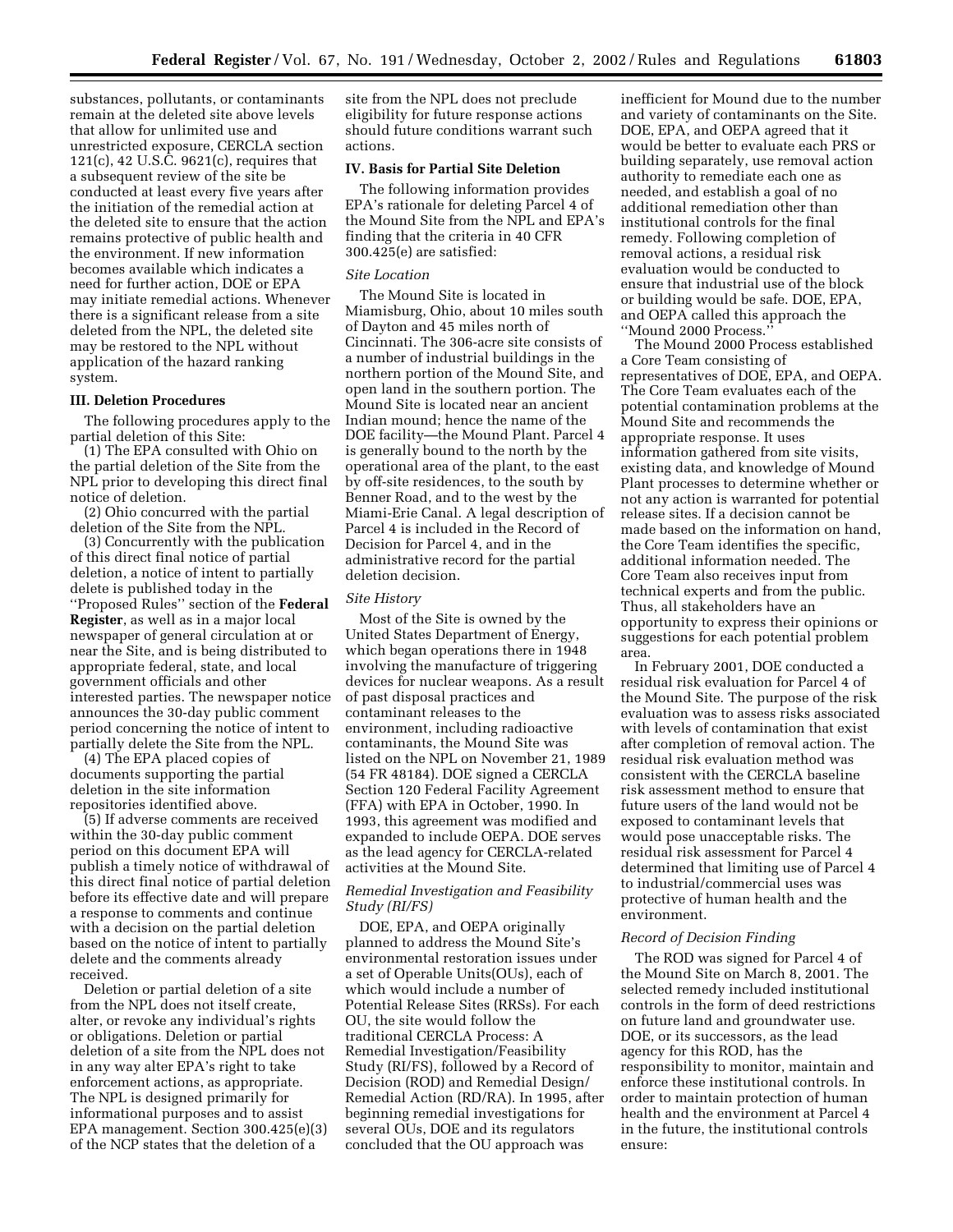substances, pollutants, or contaminants remain at the deleted site above levels that allow for unlimited use and unrestricted exposure, CERCLA section 121(c), 42 U.S.C. 9621(c), requires that a subsequent review of the site be conducted at least every five years after the initiation of the remedial action at the deleted site to ensure that the action remains protective of public health and the environment. If new information becomes available which indicates a need for further action, DOE or EPA may initiate remedial actions. Whenever there is a significant release from a site deleted from the NPL, the deleted site may be restored to the NPL without application of the hazard ranking system.

**III. Deletion Procedures**

The following procedures apply to the partial deletion of this Site:

(1) The EPA consulted with Ohio on the partial deletion of the Site from the NPL prior to developing this direct final notice of deletion.

(2) Ohio concurred with the partial deletion of the Site from the NPL.

(3) Concurrently with the publication of this direct final notice of partial deletion, a notice of intent to partially delete is published today in the ''Proposed Rules'' section of the **Federal Register**, as well as in a major local newspaper of general circulation at or near the Site, and is being distributed to appropriate federal, state, and local government officials and other interested parties. The newspaper notice announces the 30-day public comment period concerning the notice of intent to partially delete the Site from the NPL.

(4) The EPA placed copies of documents supporting the partial deletion in the site information repositories identified above.

(5) If adverse comments are received within the 30-day public comment period on this document EPA will publish a timely notice of withdrawal of this direct final notice of partial deletion before its effective date and will prepare a response to comments and continue with a decision on the partial deletion based on the notice of intent to partially delete and the comments already received.

Deletion or partial deletion of a site from the NPL does not itself create, alter, or revoke any individual's rights or obligations. Deletion or partial deletion of a site from the NPL does not in any way alter EPA's right to take enforcement actions, as appropriate. The NPL is designed primarily for informational purposes and to assist EPA management. Section 300.425(e)(3) of the NCP states that the deletion of a site from the NPL does not preclude eligibility for future response actions should future conditions warrant such actions.

**IV. Basis for Partial Site Deletion**

The following information provides EPA's rationale for deleting Parcel 4 of the Mound Site from the NPL and EPA's finding that the criteria in 40 CFR 300.425(e) are satisfied:

*Site Location*

The Mound Site is located in Miamisburg, Ohio, about 10 miles south of Dayton and 45 miles north of Cincinnati. The 306-acre site consists of a number of industrial buildings in the northern portion of the Mound Site, and open land in the southern portion. The Mound Site is located near an ancient Indian mound; hence the name of the DOE facility—the Mound Plant. Parcel 4 is generally bound to the north by the operational area of the plant, to the east by off-site residences, to the south by Benner Road, and to the west by the Miami-Erie Canal. A legal description of Parcel 4 is included in the Record of Decision for Parcel 4, and in the administrative record for the partial deletion decision.

*Site History*

Most of the Site is owned by the United States Department of Energy, which began operations there in 1948 involving the manufacture of triggering devices for nuclear weapons. As a result of past disposal practices and contaminant releases to the environment, including radioactive contaminants, the Mound Site was listed on the NPL on November 21, 1989 (54 FR 48184). DOE signed a CERCLA Section 120 Federal Facility Agreement (FFA) with EPA in October, 1990. In 1993, this agreement was modified and expanded to include OEPA. DOE serves as the lead agency for CERCLA-related activities at the Mound Site.

*Remedial Investigation and Feasibility Study (RI/FS)*

DOE, EPA, and OEPA originally planned to address the Mound Site's environmental restoration issues under a set of Operable Units(OUs), each of which would include a number of Potential Release Sites (RRSs). For each OU, the site would follow the traditional CERCLA Process: A Remedial Investigation/Feasibility Study (RI/FS), followed by a Record of Decision (ROD) and Remedial Design/Remedial Action (RD/RA). In 1995, after beginning remedial investigations for several OUs, DOE and its regulators concluded that the OU approach was inefficient for Mound due to the number and variety of contaminants on the Site. DOE, EPA, and OEPA agreed that it would be better to evaluate each PRS or building separately, use removal action authority to remediate each one as needed, and establish a goal of no additional remediation other than institutional controls for the final remedy. Following completion of removal actions, a residual risk evaluation would be conducted to ensure that industrial use of the block or building would be safe. DOE, EPA, and OEPA called this approach the ''Mound 2000 Process.''

The Mound 2000 Process established a Core Team consisting of representatives of DOE, EPA, and OEPA. The Core Team evaluates each of the potential contamination problems at the Mound Site and recommends the appropriate response. It uses information gathered from site visits, existing data, and knowledge of Mound Plant processes to determine whether or not any action is warranted for potential release sites. If a decision cannot be made based on the information on hand, the Core Team identifies the specific, additional information needed. The Core Team also receives input from technical experts and from the public. Thus, all stakeholders have an opportunity to express their opinions or suggestions for each potential problem area.

In February 2001, DOE conducted a residual risk evaluation for Parcel 4 of the Mound Site. The purpose of the risk evaluation was to assess risks associated with levels of contamination that exist after completion of removal action. The residual risk evaluation method was consistent with the CERCLA baseline risk assessment method to ensure that future users of the land would not be exposed to contaminant levels that would pose unacceptable risks. The residual risk assessment for Parcel 4 determined that limiting use of Parcel 4 to industrial/commercial uses was protective of human health and the environment.

*Record of Decision Finding*

The ROD was signed for Parcel 4 of the Mound Site on March 8, 2001. The selected remedy included institutional controls in the form of deed restrictions on future land and groundwater use. DOE, or its successors, as the lead agency for this ROD, has the responsibility to monitor, maintain and enforce these institutional controls. In order to maintain protection of human health and the environment at Parcel 4 in the future, the institutional controls ensure: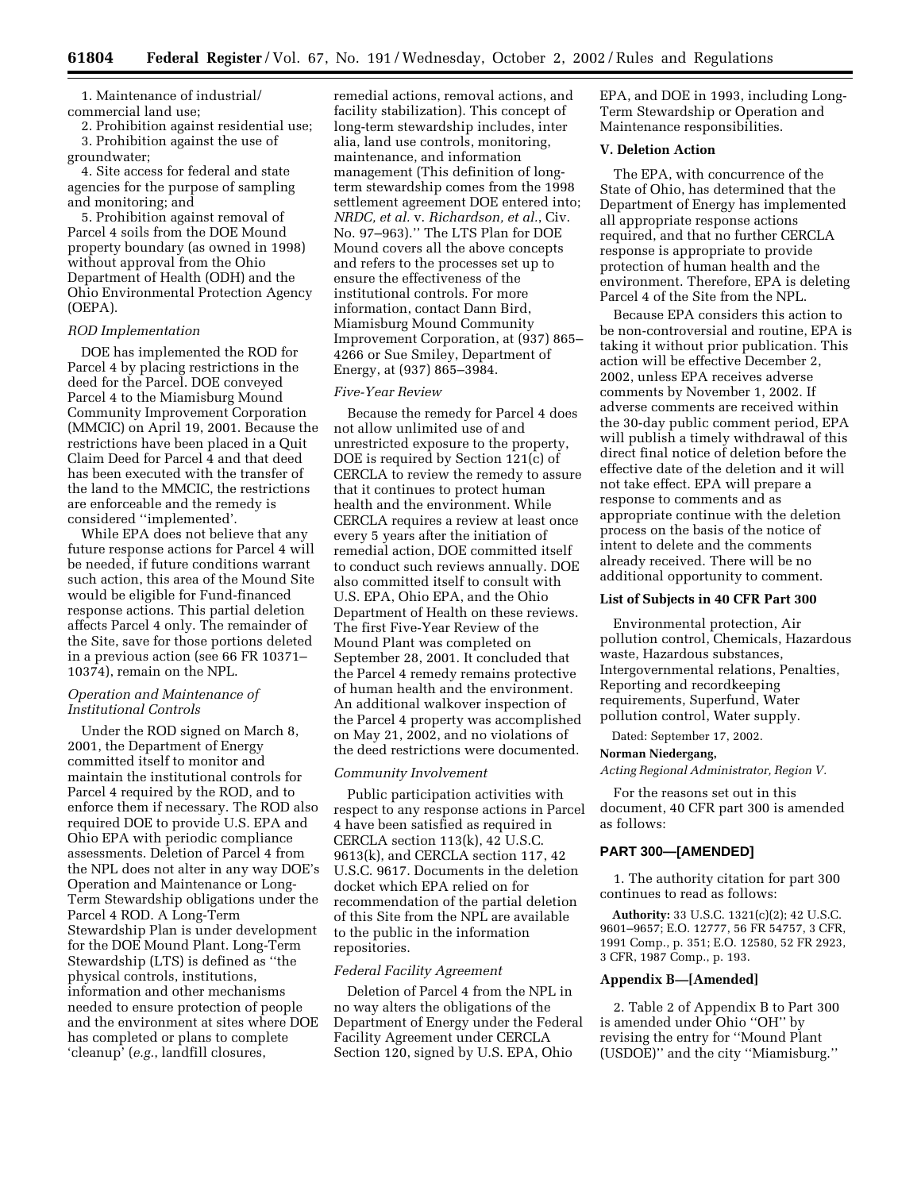1. Maintenance of industrial/commercial land use;

2. Prohibition against residential use;

3. Prohibition against the use of groundwater;

4. Site access for federal and state agencies for the purpose of sampling and monitoring; and

5. Prohibition against removal of Parcel 4 soils from the DOE Mound property boundary (as owned in 1998) without approval from the Ohio Department of Health (ODH) and the Ohio Environmental Protection Agency (OEPA).

### *ROD Implementation*

DOE has implemented the ROD for Parcel 4 by placing restrictions in the deed for the Parcel. DOE conveyed Parcel 4 to the Miamisburg Mound Community Improvement Corporation (MMCIC) on April 19, 2001. Because the restrictions have been placed in a Quit Claim Deed for Parcel 4 and that deed has been executed with the transfer of the land to the MMCIC, the restrictions are enforceable and the remedy is considered ''implemented'.

While EPA does not believe that any future response actions for Parcel 4 will be needed, if future conditions warrant such action, this area of the Mound Site would be eligible for Fund-financed response actions. This partial deletion affects Parcel 4 only. The remainder of the Site, save for those portions deleted in a previous action (see 66 FR 10371–10374), remain on the NPL.

### *Operation and Maintenance of Institutional Controls*

Under the ROD signed on March 8, 2001, the Department of Energy committed itself to monitor and maintain the institutional controls for Parcel 4 required by the ROD, and to enforce them if necessary. The ROD also required DOE to provide U.S. EPA and Ohio EPA with periodic compliance assessments. Deletion of Parcel 4 from the NPL does not alter in any way DOE's Operation and Maintenance or Long-Term Stewardship obligations under the Parcel 4 ROD. A Long-Term Stewardship Plan is under development for the DOE Mound Plant. Long-Term Stewardship (LTS) is defined as ''the physical controls, institutions, information and other mechanisms needed to ensure protection of people and the environment at sites where DOE has completed or plans to complete 'cleanup' (*e.g.*, landfill closures, remedial actions, removal actions, and facility stabilization). This concept of long-term stewardship includes, inter alia, land use controls, monitoring, maintenance, and information management (This definition of long-term stewardship comes from the 1998 settlement agreement DOE entered into; *NRDC, et al.* v. *Richardson, et al.*, Civ. No. 97–963).'' The LTS Plan for DOE Mound covers all the above concepts and refers to the processes set up to ensure the effectiveness of the institutional controls. For more information, contact Dann Bird, Miamisburg Mound Community Improvement Corporation, at (937) 865–4266 or Sue Smiley, Department of Energy, at (937) 865–3984.

### *Five-Year Review*

Because the remedy for Parcel 4 does not allow unlimited use of and unrestricted exposure to the property, DOE is required by Section 121(c) of CERCLA to review the remedy to assure that it continues to protect human health and the environment. While CERCLA requires a review at least once every 5 years after the initiation of remedial action, DOE committed itself to conduct such reviews annually. DOE also committed itself to consult with U.S. EPA, Ohio EPA, and the Ohio Department of Health on these reviews. The first Five-Year Review of the Mound Plant was completed on September 28, 2001. It concluded that the Parcel 4 remedy remains protective of human health and the environment. An additional walkover inspection of the Parcel 4 property was accomplished on May 21, 2002, and no violations of the deed restrictions were documented.

### *Community Involvement*

Public participation activities with respect to any response actions in Parcel 4 have been satisfied as required in CERCLA section 113(k), 42 U.S.C. 9613(k), and CERCLA section 117, 42 U.S.C. 9617. Documents in the deletion docket which EPA relied on for recommendation of the partial deletion of this Site from the NPL are available to the public in the information repositories.

### *Federal Facility Agreement*

Deletion of Parcel 4 from the NPL in no way alters the obligations of the Department of Energy under the Federal Facility Agreement under CERCLA Section 120, signed by U.S. EPA, Ohio EPA, and DOE in 1993, including Long-Term Stewardship or Operation and Maintenance responsibilities.

## V. Deletion Action

The EPA, with concurrence of the State of Ohio, has determined that the Department of Energy has implemented all appropriate response actions required, and that no further CERCLA response is appropriate to provide protection of human health and the environment. Therefore, EPA is deleting Parcel 4 of the Site from the NPL.

Because EPA considers this action to be non-controversial and routine, EPA is taking it without prior publication. This action will be effective December 2, 2002, unless EPA receives adverse comments by November 1, 2002. If adverse comments are received within the 30-day public comment period, EPA will publish a timely withdrawal of this direct final notice of deletion before the effective date of the deletion and it will not take effect. EPA will prepare a response to comments and as appropriate continue with the deletion process on the basis of the notice of intent to delete and the comments already received. There will be no additional opportunity to comment.

## List of Subjects in 40 CFR Part 300

Environmental protection, Air pollution control, Chemicals, Hazardous waste, Hazardous substances, Intergovernmental relations, Penalties, Reporting and recordkeeping requirements, Superfund, Water pollution control, Water supply.

Dated: September 17, 2002.

**Norman Niedergang,**

*Acting Regional Administrator, Region V.*

For the reasons set out in this document, 40 CFR part 300 is amended as follows:

## PART 300—[AMENDED]

1. The authority citation for part 300 continues to read as follows:

**Authority:** 33 U.S.C. 1321(c)(2); 42 U.S.C. 9601–9657; E.O. 12777, 56 FR 54757, 3 CFR, 1991 Comp., p. 351; E.O. 12580, 52 FR 2923, 3 CFR, 1987 Comp., p. 193.

## Appendix B—[Amended]

2. Table 2 of Appendix B to Part 300 is amended under Ohio ''OH'' by revising the entry for ''Mound Plant (USDOE)'' and the city ''Miamisburg.''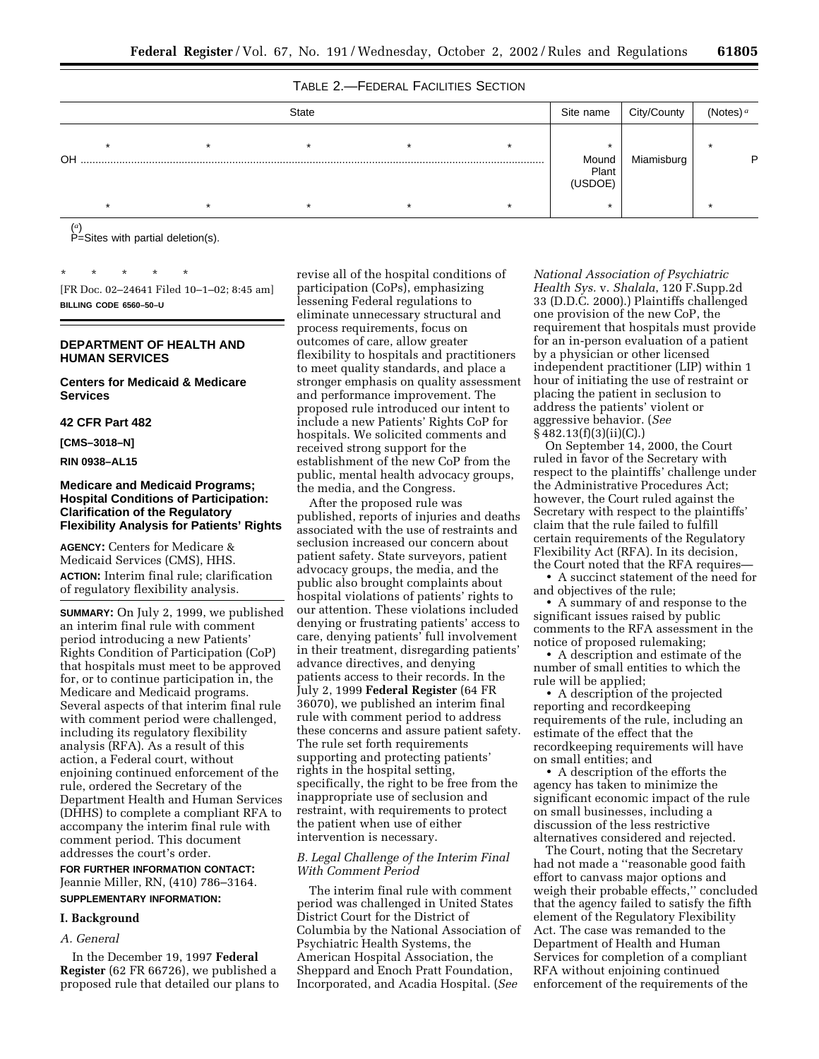TABLE 2.—FEDERAL FACILITIES SECTION

| State | Site name | City/County | (Notes) [a] |
| --- | --- | --- | --- |
| * * * * * | * | | * |
| OH | Mound Plant (USDOE) | Miamisburg | P |
| * * * * * | * | | * |

([a])
P=Sites with partial deletion(s).

\* \* \* \* \*

[FR Doc. 02–24641 Filed 10–1–02; 8:45 am]

**BILLING CODE 6560–50–U**

## DEPARTMENT OF HEALTH AND HUMAN SERVICES

### Centers for Medicaid & Medicare Services

### 42 CFR Part 482

**[CMS–3018–N]**

**RIN 0938–AL15**

### Medicare and Medicaid Programs; Hospital Conditions of Participation: Clarification of the Regulatory Flexibility Analysis for Patients' Rights

**AGENCY:** Centers for Medicare & Medicaid Services (CMS), HHS.

**ACTION:** Interim final rule; clarification of regulatory flexibility analysis.

**SUMMARY:** On July 2, 1999, we published an interim final rule with comment period introducing a new Patients' Rights Condition of Participation (CoP) that hospitals must meet to be approved for, or to continue participation in, the Medicare and Medicaid programs. Several aspects of that interim final rule with comment period were challenged, including its regulatory flexibility analysis (RFA). As a result of this action, a Federal court, without enjoining continued enforcement of the rule, ordered the Secretary of the Department Health and Human Services (DHHS) to complete a compliant RFA to accompany the interim final rule with comment period. This document addresses the court's order.

**FOR FURTHER INFORMATION CONTACT:** Jeannie Miller, RN, (410) 786–3164.

**SUPPLEMENTARY INFORMATION:**

### I. Background

*A. General*

In the December 19, 1997 **Federal Register** (62 FR 66726), we published a proposed rule that detailed our plans to revise all of the hospital conditions of participation (CoPs), emphasizing lessening Federal regulations to eliminate unnecessary structural and process requirements, focus on outcomes of care, allow greater flexibility to hospitals and practitioners to meet quality standards, and place a stronger emphasis on quality assessment and performance improvement. The proposed rule introduced our intent to include a new Patients' Rights CoP for hospitals. We solicited comments and received strong support for the establishment of the new CoP from the public, mental health advocacy groups, the media, and the Congress.

After the proposed rule was published, reports of injuries and deaths associated with the use of restraints and seclusion increased our concern about patient safety. State surveyors, patient advocacy groups, the media, and the public also brought complaints about hospital violations of patients' rights to our attention. These violations included denying or frustrating patients' access to care, denying patients' full involvement in their treatment, disregarding patients' advance directives, and denying patients access to their records. In the July 2, 1999 **Federal Register** (64 FR 36070), we published an interim final rule with comment period to address these concerns and assure patient safety. The rule set forth requirements supporting and protecting patients' rights in the hospital setting, specifically, the right to be free from the inappropriate use of seclusion and restraint, with requirements to protect the patient when use of either intervention is necessary.

*B. Legal Challenge of the Interim Final With Comment Period*

The interim final rule with comment period was challenged in United States District Court for the District of Columbia by the National Association of Psychiatric Health Systems, the American Hospital Association, the Sheppard and Enoch Pratt Foundation, Incorporated, and Acadia Hospital. (*See National Association of Psychiatric Health Sys.* v. *Shalala*, 120 F.Supp.2d 33 (D.D.C. 2000).) Plaintiffs challenged one provision of the new CoP, the requirement that hospitals must provide for an in-person evaluation of a patient by a physician or other licensed independent practitioner (LIP) within 1 hour of initiating the use of restraint or placing the patient in seclusion to address the patients' violent or aggressive behavior. (*See* § 482.13(f)(3)(ii)(C).)

On September 14, 2000, the Court ruled in favor of the Secretary with respect to the plaintiffs' challenge under the Administrative Procedures Act; however, the Court ruled against the Secretary with respect to the plaintiffs' claim that the rule failed to fulfill certain requirements of the Regulatory Flexibility Act (RFA). In its decision, the Court noted that the RFA requires—

- A succinct statement of the need for and objectives of the rule;
- A summary of and response to the significant issues raised by public comments to the RFA assessment in the notice of proposed rulemaking;
- A description and estimate of the number of small entities to which the rule will be applied;
- A description of the projected reporting and recordkeeping requirements of the rule, including an estimate of the effect that the recordkeeping requirements will have on small entities; and
- A description of the efforts the agency has taken to minimize the significant economic impact of the rule on small businesses, including a discussion of the less restrictive alternatives considered and rejected.

The Court, noting that the Secretary had not made a ''reasonable good faith effort to canvass major options and weigh their probable effects,'' concluded that the agency failed to satisfy the fifth element of the Regulatory Flexibility Act. The case was remanded to the Department of Health and Human Services for completion of a compliant RFA without enjoining continued enforcement of the requirements of the